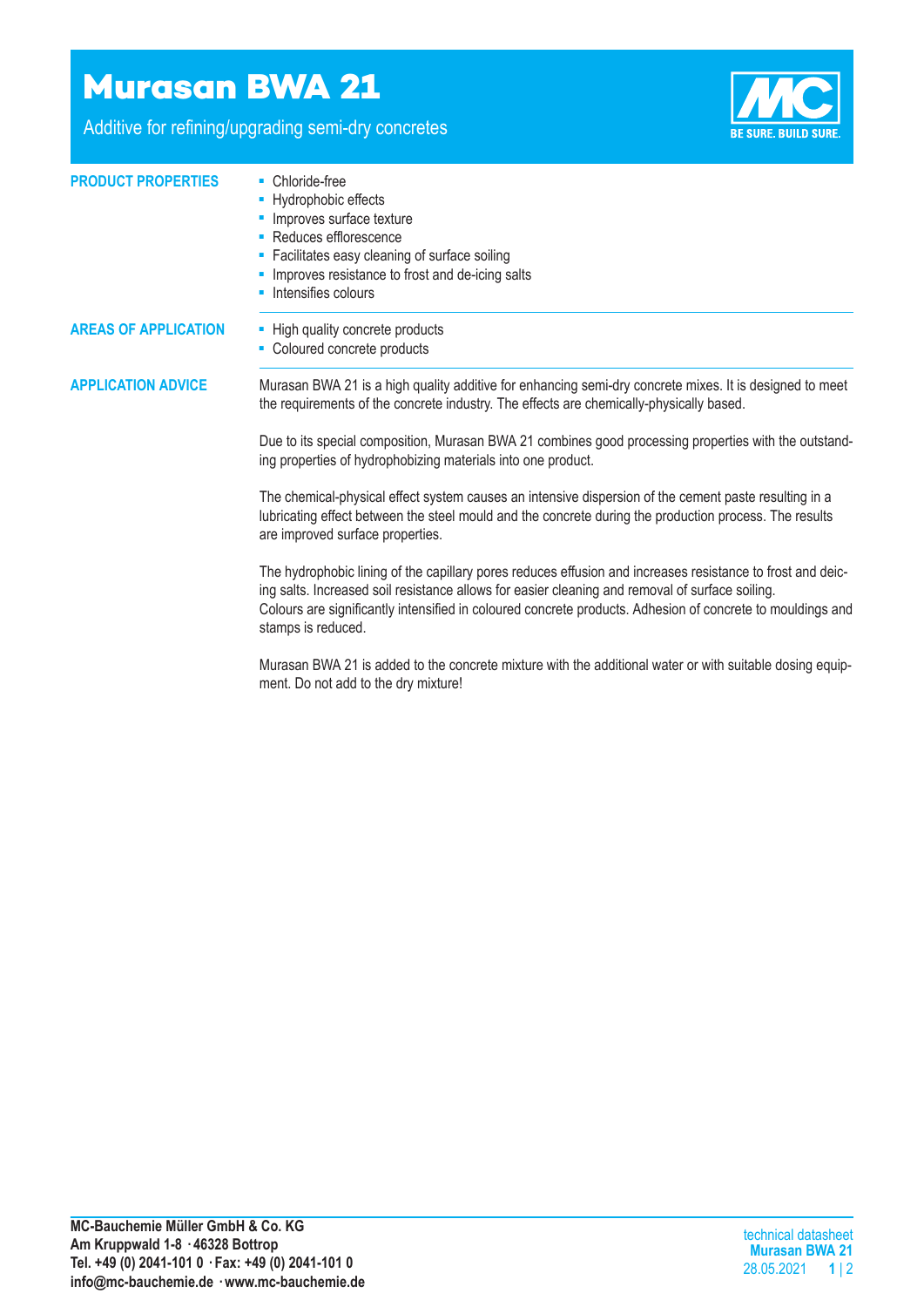# Murasan BWA 21

Additive for refining/upgrading semi-dry concretes

## PRODUCT PROPERTIES

- Chloride-free
- Hydrophobic effects
- Improves surface texture
- Reduces efflorescence
- Facilitates easy cleaning of surface soiling
- Improves resistance to frost and de-icing salts
- Intensifies colours

## AREAS OF APPLICATION

- High quality concrete products
- Coloured concrete products

## APPLICATION ADVICE

Murasan BWA 21 is a high quality additive for enhancing semi-dry concrete mixes. It is designed to meet the requirements of the concrete industry. The effects are chemically-physically based.

Due to its special composition, Murasan BWA 21 combines good processing properties with the outstanding properties of hydrophobizing materials into one product.

The chemical-physical effect system causes an intensive dispersion of the cement paste resulting in a lubricating effect between the steel mould and the concrete during the production process. The results are improved surface properties.

The hydrophobic lining of the capillary pores reduces effusion and increases resistance to frost and deicing salts. Increased soil resistance allows for easier cleaning and removal of surface soiling.
Colours are significantly intensified in coloured concrete products. Adhesion of concrete to mouldings and stamps is reduced.

Murasan BWA 21 is added to the concrete mixture with the additional water or with suitable dosing equipment. Do not add to the dry mixture!

**MC-Bauchemie Müller GmbH & Co. KG**
**Am Kruppwald 1-8 · 46328 Bottrop**
**Tel. +49 (0) 2041-101 0 · Fax: +49 (0) 2041-101 0**
**info@mc-bauchemie.de · www.mc-bauchemie.de**

technical datasheet
**Murasan BWA 21**
28.05.2021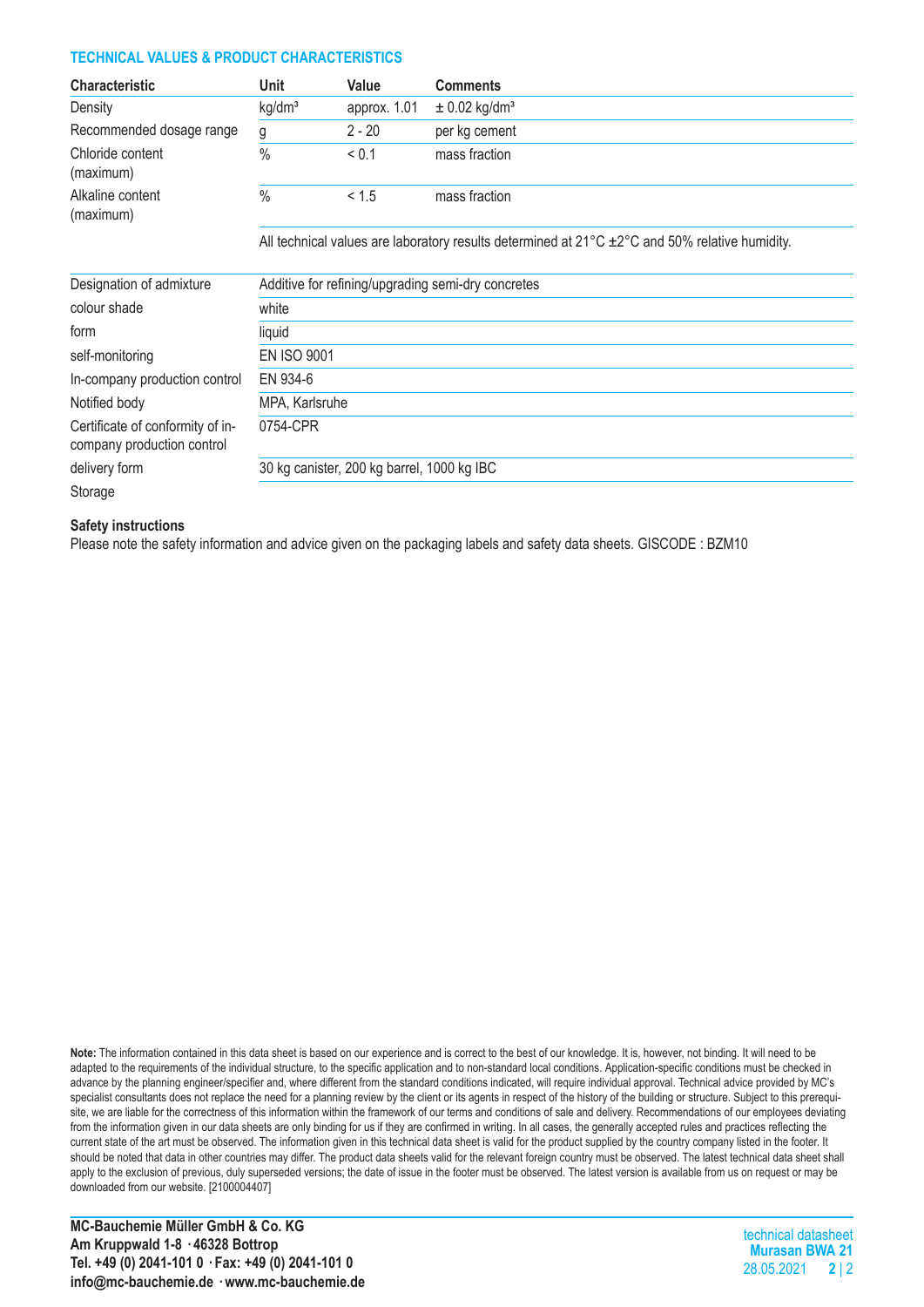#### TECHNICAL VALUES & PRODUCT CHARACTERISTICS

| Characteristic | Unit | Value | Comments |
|---|---|---|---|
| Density | kg/dm³ | approx. 1.01 | ± 0.02 kg/dm³ |
| Recommended dosage range | g | 2 - 20 | per kg cement |
| Chloride content (maximum) | % | < 0.1 | mass fraction |
| Alkaline content (maximum) | % | < 1.5 | mass fraction |
| | All technical values are laboratory results determined at 21°C ±2°C and 50% relative humidity. | | |

| | |
|---|---|
| Designation of admixture | Additive for refining/upgrading semi-dry concretes |
| colour shade | white |
| form | liquid |
| self-monitoring | EN ISO 9001 |
| In-company production control | EN 934-6 |
| Notified body | MPA, Karlsruhe |
| Certificate of conformity of in-company production control | 0754-CPR |
| delivery form | 30 kg canister, 200 kg barrel, 1000 kg IBC |
| Storage | |

**Safety instructions**

Please note the safety information and advice given on the packaging labels and safety data sheets. GISCODE : BZM10

**Note:** The information contained in this data sheet is based on our experience and is correct to the best of our knowledge. It is, however, not binding. It will need to be adapted to the requirements of the individual structure, to the specific application and to non-standard local conditions. Application-specific conditions must be checked in advance by the planning engineer/specifier and, where different from the standard conditions indicated, will require individual approval. Technical advice provided by MC's specialist consultants does not replace the need for a planning review by the client or its agents in respect of the history of the building or structure. Subject to this prerequisite, we are liable for the correctness of this information within the framework of our terms and conditions of sale and delivery. Recommendations of our employees deviating from the information given in our data sheets are only binding for us if they are confirmed in writing. In all cases, the generally accepted rules and practices reflecting the current state of the art must be observed. The information given in this technical data sheet is valid for the product supplied by the country company listed in the footer. It should be noted that data in other countries may differ. The product data sheets valid for the relevant foreign country must be observed. The latest technical data sheet shall apply to the exclusion of previous, duly superseded versions; the date of issue in the footer must be observed. The latest version is available from us on request or may be downloaded from our website. [2100004407]

**MC-Bauchemie Müller GmbH & Co. KG**
**Am Kruppwald 1-8 · 46328 Bottrop**
**Tel. +49 (0) 2041-101 0 · Fax: +49 (0) 2041-101 0**
**info@mc-bauchemie.de · www.mc-bauchemie.de**

technical datasheet
**Murasan BWA 21**
28.05.2021